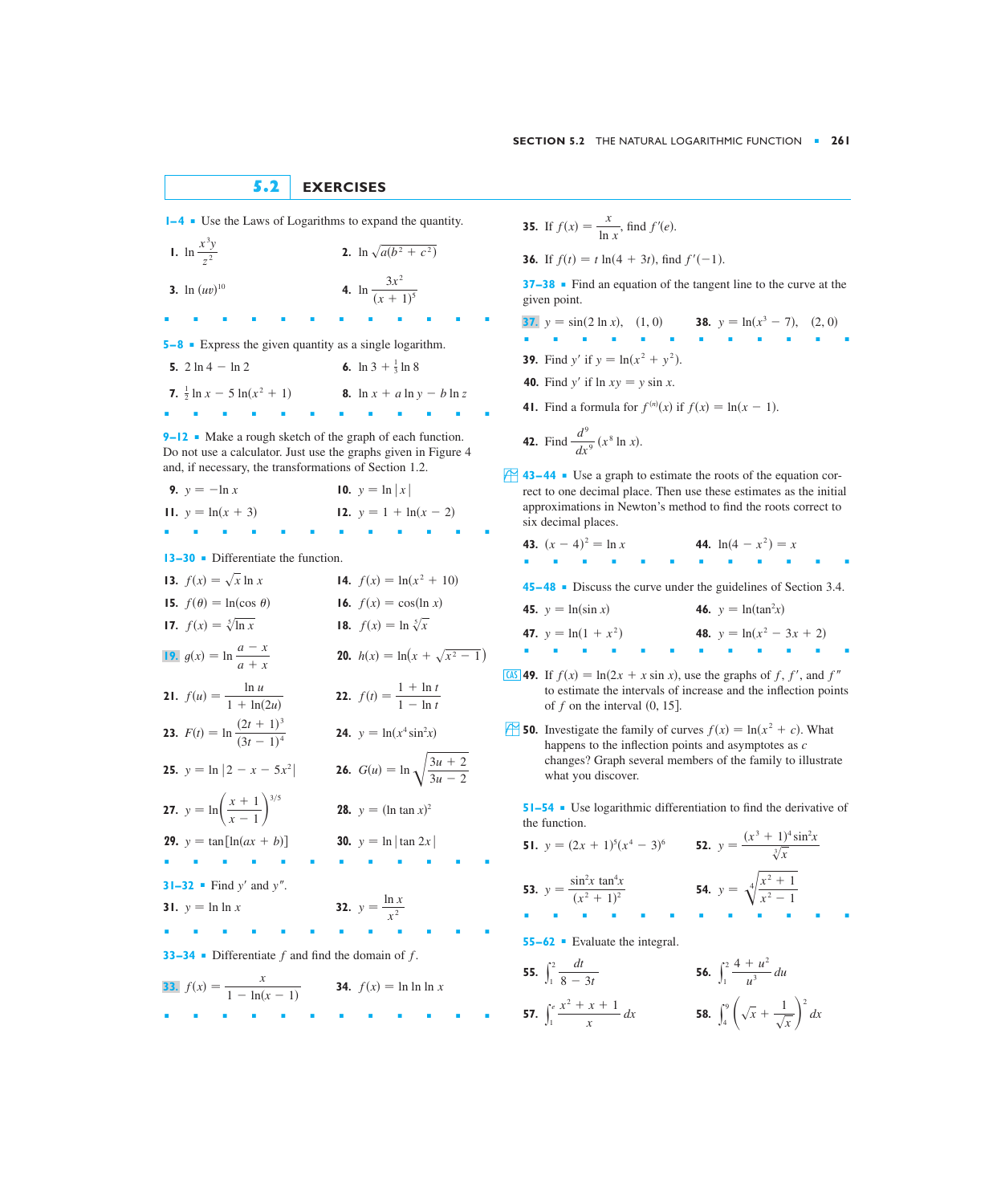## 5.2 EXERCISES

**1–4** Use the Laws of Logarithms to expand the quantity.

1. $\ln \dfrac{x^3 y}{z^2}$

2. $\ln \sqrt{a(b^2 + c^2)}$

3. $\ln (uv)^{10}$

4. $\ln \dfrac{3x^2}{(x+1)^5}$

**5–8** Express the given quantity as a single logarithm.

5. $2 \ln 4 - \ln 2$

6. $\ln 3 + \frac{1}{3} \ln 8$

7. $\frac{1}{2} \ln x - 5 \ln(x^2 + 1)$

8. $\ln x + a \ln y - b \ln z$

**9–12** Make a rough sketch of the graph of each function. Do not use a calculator. Just use the graphs given in Figure 4 and, if necessary, the transformations of Section 1.2.

9. $y = -\ln x$

10. $y = \ln |x|$

11. $y = \ln(x + 3)$

12. $y = 1 + \ln(x - 2)$

**13–30** Differentiate the function.

13. $f(x) = \sqrt{x} \ln x$

14. $f(x) = \ln(x^2 + 10)$

15. $f(\theta) = \ln(\cos \theta)$

16. $f(x) = \cos(\ln x)$

17. $f(x) = \sqrt[5]{\ln x}$

18. $f(x) = \ln \sqrt[5]{x}$

19. $g(x) = \ln \dfrac{a - x}{a + x}$

20. $h(x) = \ln\left(x + \sqrt{x^2 - 1}\right)$

21. $f(u) = \dfrac{\ln u}{1 + \ln(2u)}$

22. $f(t) = \dfrac{1 + \ln t}{1 - \ln t}$

23. $F(t) = \ln \dfrac{(2t + 1)^3}{(3t - 1)^4}$

24. $y = \ln(x^4 \sin^2 x)$

25. $y = \ln |2 - x - 5x^2|$

26. $G(u) = \ln \sqrt{\dfrac{3u + 2}{3u - 2}}$

27. $y = \ln\left(\dfrac{x + 1}{x - 1}\right)^{3/5}$

28. $y = (\ln \tan x)^2$

29. $y = \tan[\ln(ax + b)]$

30. $y = \ln |\tan 2x|$

**31–32** Find $y'$ and $y''$.

31. $y = \ln \ln x$

32. $y = \dfrac{\ln x}{x^2}$

**33–34** Differentiate $f$ and find the domain of $f$.

33. $f(x) = \dfrac{x}{1 - \ln(x - 1)}$

34. $f(x) = \ln \ln \ln x$

35. If $f(x) = \dfrac{x}{\ln x}$, find $f'(e)$.

36. If $f(t) = t \ln(4 + 3t)$, find $f'(-1)$.

**37–38** Find an equation of the tangent line to the curve at the given point.

37. $y = \sin(2 \ln x)$, $(1, 0)$

38. $y = \ln(x^3 - 7)$, $(2, 0)$

39. Find $y'$ if $y = \ln(x^2 + y^2)$.

40. Find $y'$ if $\ln xy = y \sin x$.

41. Find a formula for $f^{(n)}(x)$ if $f(x) = \ln(x - 1)$.

42. Find $\dfrac{d^9}{dx^9}(x^8 \ln x)$.

**43–44** Use a graph to estimate the roots of the equation correct to one decimal place. Then use these estimates as the initial approximations in Newton's method to find the roots correct to six decimal places.

43. $(x - 4)^2 = \ln x$

44. $\ln(4 - x^2) = x$

**45–48** Discuss the curve under the guidelines of Section 3.4.

45. $y = \ln(\sin x)$

46. $y = \ln(\tan^2 x)$

47. $y = \ln(1 + x^2)$

48. $y = \ln(x^2 - 3x + 2)$

49. If $f(x) = \ln(2x + x \sin x)$, use the graphs of $f$, $f'$, and $f''$ to estimate the intervals of increase and the inflection points of $f$ on the interval $(0, 15]$.

50. Investigate the family of curves $f(x) = \ln(x^2 + c)$. What happens to the inflection points and asymptotes as $c$ changes? Graph several members of the family to illustrate what you discover.

**51–54** Use logarithmic differentiation to find the derivative of the function.

51. $y = (2x + 1)^5 (x^4 - 3)^6$

52. $y = \dfrac{(x^3 + 1)^4 \sin^2 x}{\sqrt[3]{x}}$

53. $y = \dfrac{\sin^2 x \tan^4 x}{(x^2 + 1)^2}$

54. $y = \sqrt[4]{\dfrac{x^2 + 1}{x^2 - 1}}$

**55–62** Evaluate the integral.

55. $\displaystyle\int_1^2 \frac{dt}{8 - 3t}$

56. $\displaystyle\int_1^2 \frac{4 + u^2}{u^3}\, du$

57. $\displaystyle\int_1^e \frac{x^2 + x + 1}{x}\, dx$

58. $\displaystyle\int_4^9 \left(\sqrt{x} + \frac{1}{\sqrt{x}}\right)^2 dx$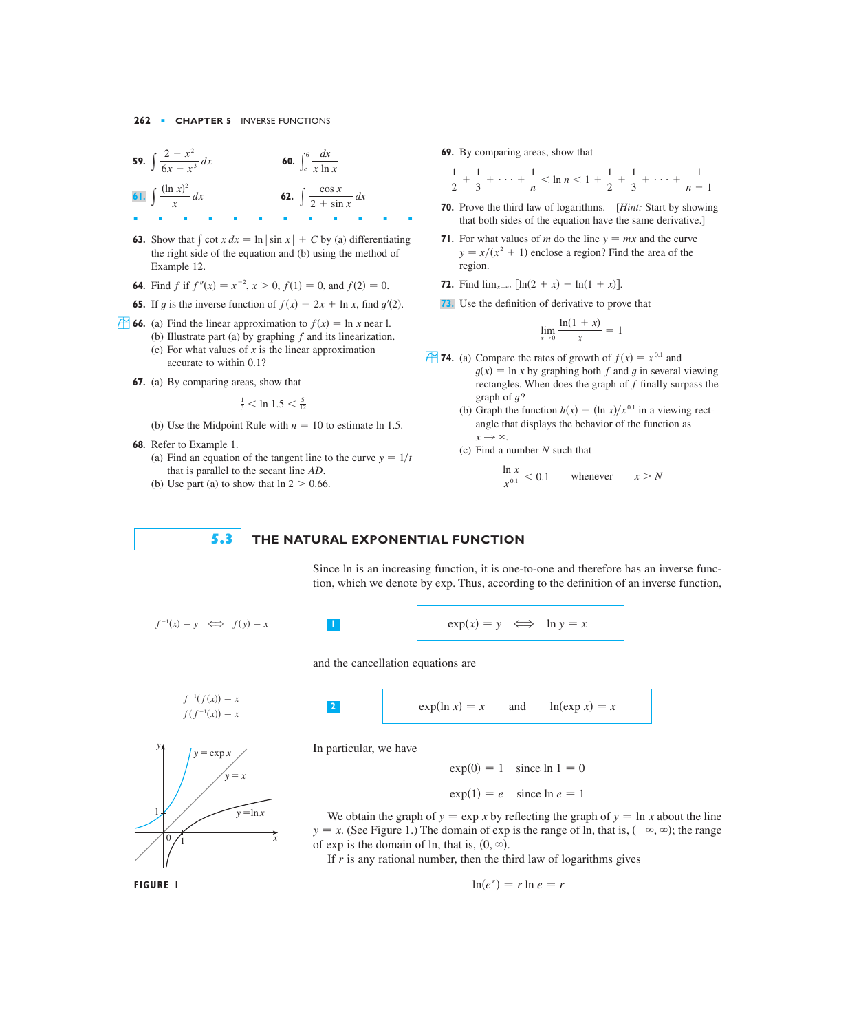**59.** $\displaystyle\int \frac{2 - x^2}{6x - x^3}\,dx$

**60.** $\displaystyle\int_e^6 \frac{dx}{x \ln x}$

**61.** $\displaystyle\int \frac{(\ln x)^2}{x}\,dx$

**62.** $\displaystyle\int \frac{\cos x}{2 + \sin x}\,dx$

**63.** Show that $\int \cot x\,dx = \ln|\sin x| + C$ by (a) differentiating the right side of the equation and (b) using the method of Example 12.

**64.** Find $f$ if $f''(x) = x^{-2}$, $x > 0$, $f(1) = 0$, and $f(2) = 0$.

**65.** If $g$ is the inverse function of $f(x) = 2x + \ln x$, find $g'(2)$.

**66.** (a) Find the linear approximation to $f(x) = \ln x$ near 1.
(b) Illustrate part (a) by graphing $f$ and its linearization.
(c) For what values of $x$ is the linear approximation accurate to within 0.1?

**67.** (a) By comparing areas, show that

$$\tfrac{1}{3} < \ln 1.5 < \tfrac{5}{12}$$

(b) Use the Midpoint Rule with $n = 10$ to estimate $\ln 1.5$.

**68.** Refer to Example 1.
(a) Find an equation of the tangent line to the curve $y = 1/t$ that is parallel to the secant line $AD$.
(b) Use part (a) to show that $\ln 2 > 0.66$.

**69.** By comparing areas, show that

$$\frac{1}{2} + \frac{1}{3} + \cdots + \frac{1}{n} < \ln n < 1 + \frac{1}{2} + \frac{1}{3} + \cdots + \frac{1}{n-1}$$

**70.** Prove the third law of logarithms. [*Hint:* Start by showing that both sides of the equation have the same derivative.]

**71.** For what values of $m$ do the line $y = mx$ and the curve $y = x/(x^2 + 1)$ enclose a region? Find the area of the region.

**72.** Find $\lim_{x\to\infty} [\ln(2 + x) - \ln(1 + x)]$.

**73.** Use the definition of derivative to prove that

$$\lim_{x\to 0} \frac{\ln(1 + x)}{x} = 1$$

**74.** (a) Compare the rates of growth of $f(x) = x^{0.1}$ and $g(x) = \ln x$ by graphing both $f$ and $g$ in several viewing rectangles. When does the graph of $f$ finally surpass the graph of $g$?
(b) Graph the function $h(x) = (\ln x)/x^{0.1}$ in a viewing rectangle that displays the behavior of the function as $x \to \infty$.
(c) Find a number $N$ such that

$$\frac{\ln x}{x^{0.1}} < 0.1 \qquad \text{whenever} \qquad x > N$$

## 5.3 THE NATURAL EXPONENTIAL FUNCTION

Since ln is an increasing function, it is one-to-one and therefore has an inverse function, which we denote by exp. Thus, according to the definition of an inverse function,

$f^{-1}(x) = y \iff f(y) = x$

**1** $$\exp(x) = y \iff \ln y = x$$

and the cancellation equations are

$f^{-1}(f(x)) = x$
$f(f^{-1}(x)) = x$

**2** $$\exp(\ln x) = x \quad \text{and} \quad \ln(\exp x) = x$$

In particular, we have

$$\exp(0) = 1 \quad \text{since } \ln 1 = 0$$

$$\exp(1) = e \quad \text{since } \ln e = 1$$

y
y = exp x
y = x
y = ln x
1
0
1
x

**FIGURE 1**

We obtain the graph of $y = \exp x$ by reflecting the graph of $y = \ln x$ about the line $y = x$. (See Figure 1.) The domain of exp is the range of ln, that is, $(-\infty, \infty)$; the range of exp is the domain of ln, that is, $(0, \infty)$.

If $r$ is any rational number, then the third law of logarithms gives

$$\ln(e^r) = r \ln e = r$$